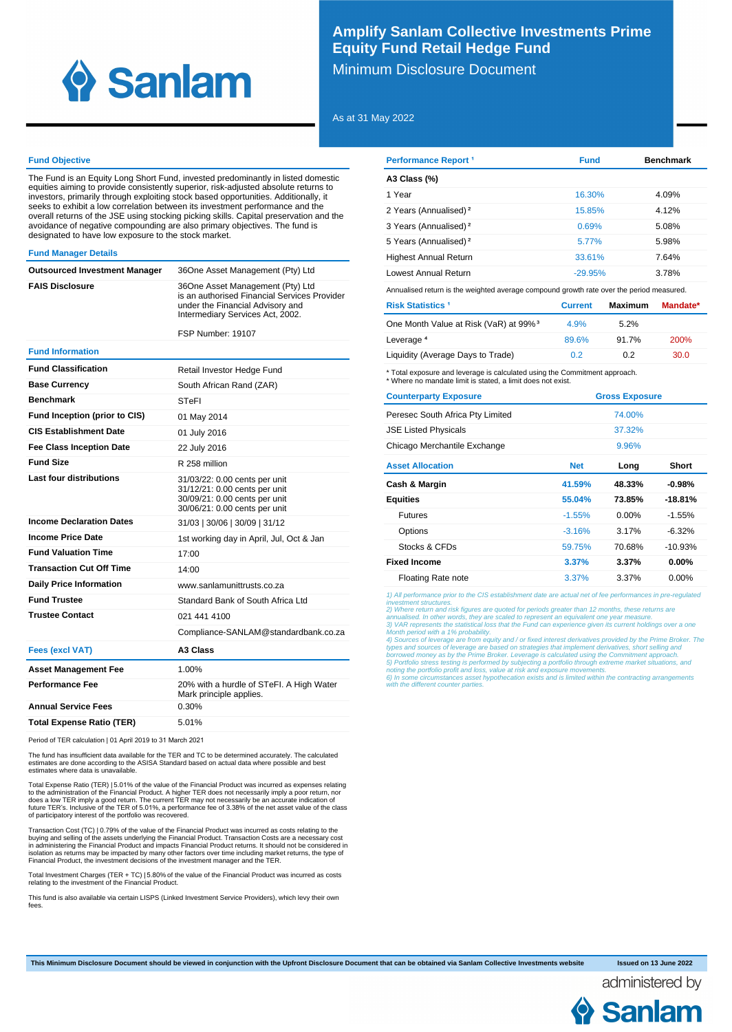# Amplify Sanlam Collective Investments Prime Equity Fund Retail Hedge Fund

## Minimum Disclosure Document

As at 31 May 2022

### Fund Objective

The Fund is an Equity Long Short Fund, invested predominantly in listed domestic equities aiming to provide consistently superior, risk-adjusted absolute returns to investors, primarily through exploiting stock based opportunities. Additionally, it seeks to exhibit a low correlation between its investment performance and the overall returns of the JSE using stocking picking skills. Capital preservation and the avoidance of negative compounding are also primary objectives. The fund is designated to have low exposure to the stock market.

### Fund Manager Details

| | |
|---|---|
| **Outsourced Investment Manager** | 36One Asset Management (Pty) Ltd |
| **FAIS Disclosure** | 36One Asset Management (Pty) Ltd is an authorised Financial Services Provider under the Financial Advisory and Intermediary Services Act, 2002.<br><br>FSP Number: 19107 |

### Fund Information

| | |
|---|---|
| **Fund Classification** | Retail Investor Hedge Fund |
| **Base Currency** | South African Rand (ZAR) |
| **Benchmark** | STeFI |
| **Fund Inception (prior to CIS)** | 01 May 2014 |
| **CIS Establishment Date** | 01 July 2016 |
| **Fee Class Inception Date** | 22 July 2016 |
| **Fund Size** | R 258 million |
| **Last four distributions** | 31/03/22: 0.00 cents per unit<br>31/12/21: 0.00 cents per unit<br>30/09/21: 0.00 cents per unit<br>30/06/21: 0.00 cents per unit |
| **Income Declaration Dates** | 31/03 \| 30/06 \| 30/09 \| 31/12 |
| **Income Price Date** | 1st working day in April, Jul, Oct & Jan |
| **Fund Valuation Time** | 17:00 |
| **Transaction Cut Off Time** | 14:00 |
| **Daily Price Information** | www.sanlamunittrusts.co.za |
| **Fund Trustee** | Standard Bank of South Africa Ltd |
| **Trustee Contact** | 021 441 4100<br><br>Compliance-SANLAM@standardbank.co.za |

### Fees (excl VAT)

| | A3 Class |
|---|---|
| **Asset Management Fee** | 1.00% |
| **Performance Fee** | 20% with a hurdle of STeFI. A High Water Mark principle applies. |
| **Annual Service Fees** | 0.30% |
| **Total Expense Ratio (TER)** | 5.01% |

Period of TER calculation | 01 April 2019 to 31 March 2021

The fund has insufficient data available for the TER and TC to be determined accurately. The calculated estimates are done according to the ASISA Standard based on actual data where possible and best estimates where data is unavailable.

Total Expense Ratio (TER) | 5.01% of the value of the Financial Product was incurred as expenses relating to the administration of the Financial Product. A higher TER does not necessarily imply a poor return, nor does a low TER imply a good return. The current TER may not necessarily be an accurate indication of future TER's. Inclusive of the TER of 5.01%, a performance fee of 3.38% of the net asset value of the class of participatory interest of the portfolio was recovered.

Transaction Cost (TC) | 0.79% of the value of the Financial Product was incurred as costs relating to the buying and selling of the assets underlying the Financial Product. Transaction Costs are a necessary cost in administering the Financial Product and impacts Financial Product returns. It should not be considered in isolation as returns may be impacted by many other factors over time including market returns, the type of Financial Product, the investment decisions of the investment manager and the TER.

Total Investment Charges (TER + TC) | 5.80% of the value of the Financial Product was incurred as costs relating to the investment of the Financial Product.

This fund is also available via certain LISPS (Linked Investment Service Providers), which levy their own fees.

### Performance Report [1]

| A3 Class (%) | Fund | Benchmark |
|---|---|---|
| 1 Year | 16.30% | 4.09% |
| 2 Years (Annualised) [2] | 15.85% | 4.12% |
| 3 Years (Annualised) [2] | 0.69% | 5.08% |
| 5 Years (Annualised) [2] | 5.77% | 5.98% |
| Highest Annual Return | 33.61% | 7.64% |
| Lowest Annual Return | -29.95% | 3.78% |

Annualised return is the weighted average compound growth rate over the period measured.

### Risk Statistics [1]

| | Current | Maximum | Mandate* |
|---|---|---|---|
| One Month Value at Risk (VaR) at 99% [3] | 4.9% | 5.2% | |
| Leverage [4] | 89.6% | 91.7% | 200% |
| Liquidity (Average Days to Trade) | 0.2 | 0.2 | 30.0 |

\* Total exposure and leverage is calculated using the Commitment approach.
\* Where no mandate limit is stated, a limit does not exist.

### Counterparty Exposure

| Counterparty | Gross Exposure |
|---|---|
| Peresec South Africa Pty Limited | 74.00% |
| JSE Listed Physicals | 37.32% |
| Chicago Merchantile Exchange | 9.96% |

### Asset Allocation

| Asset Allocation | Net | Long | Short |
|---|---|---|---|
| **Cash & Margin** | **41.59%** | **48.33%** | **-0.98%** |
| **Equities** | **55.04%** | **73.85%** | **-18.81%** |
| Futures | -1.55% | 0.00% | -1.55% |
| Options | -3.16% | 3.17% | -6.32% |
| Stocks & CFDs | 59.75% | 70.68% | -10.93% |
| **Fixed Income** | **3.37%** | **3.37%** | **0.00%** |
| Floating Rate note | 3.37% | 3.37% | 0.00% |

*1) All performance prior to the CIS establishment date are actual net of fee performances in pre-regulated investment structures.*
*2) Where return and risk figures are quoted for periods greater than 12 months, these returns are annualised. In other words, they are scaled to represent an equivalent one year measure.*
*3) VAR represents the statistical loss that the Fund can experience given its current holdings over a one Month period with a 1% probability.*
*4) Sources of leverage are from equity and / or fixed interest derivatives provided by the Prime Broker. The types and sources of leverage are based on strategies that implement derivatives, short selling and borrowed money as by the Prime Broker. Leverage is calculated using the Commitment approach.*
*5) Portfolio stress testing is performed by subjecting a portfolio through extreme market situations, and noting the portfolio profit and loss, value at risk and exposure movements.*
*6) In some circumstances asset hypothecation exists and is limited within the contracting arrangements with the different counter parties.*

**This Minimum Disclosure Document should be viewed in conjunction with the Upfront Disclosure Document that can be obtained via Sanlam Collective Investments website** | **Issued on 13 June 2022**

administered by Sanlam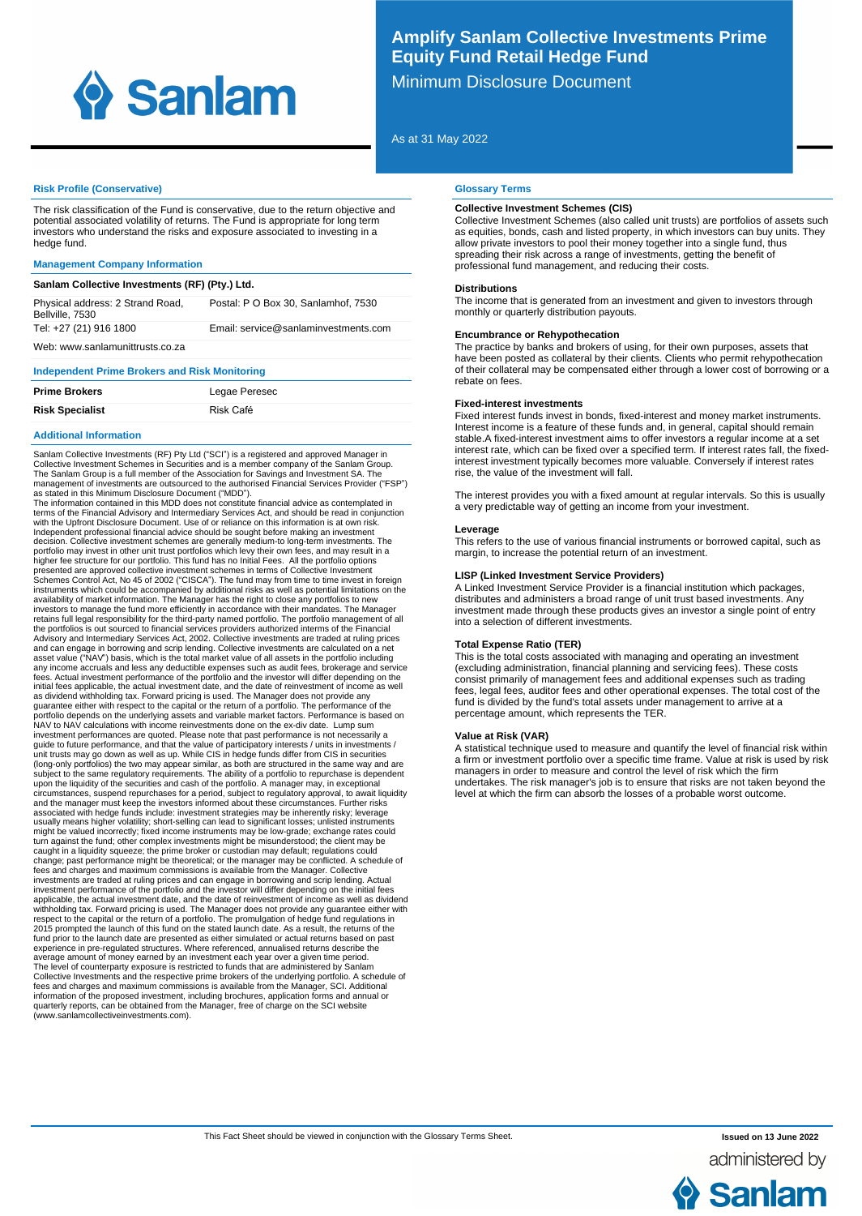# Amplify Sanlam Collective Investments Prime Equity Fund Retail Hedge Fund

Minimum Disclosure Document

As at 31 May 2022

## Risk Profile (Conservative)

The risk classification of the Fund is conservative, due to the return objective and potential associated volatility of returns. The Fund is appropriate for long term investors who understand the risks and exposure associated to investing in a hedge fund.

## Management Company Information

**Sanlam Collective Investments (RF) (Pty.) Ltd.**

| | |
|---|---|
| Physical address: 2 Strand Road, Bellville, 7530 | Postal: P O Box 30, Sanlamhof, 7530 |
| Tel: +27 (21) 916 1800 | Email: service@sanlaminvestments.com |
| Web: www.sanlamunittrusts.co.za | |

## Independent Prime Brokers and Risk Monitoring

| | |
|---|---|
| **Prime Brokers** | Legae Peresec |
| **Risk Specialist** | Risk Café |

## Additional Information

Sanlam Collective Investments (RF) Pty Ltd ("SCI") is a registered and approved Manager in Collective Investment Schemes in Securities and is a member company of the Sanlam Group. The Sanlam Group is a full member of the Association for Savings and Investment SA. The management of investments are outsourced to the authorised Financial Services Provider ("FSP") as stated in this Minimum Disclosure Document ("MDD").
The information contained in this MDD does not constitute financial advice as contemplated in terms of the Financial Advisory and Intermediary Services Act, and should be read in conjunction with the Upfront Disclosure Document. Use of or reliance on this information is at own risk. Independent professional financial advice should be sought before making an investment decision. Collective investment schemes are generally medium-to long-term investments. The portfolio may invest in other unit trust portfolios which levy their own fees, and may result in a higher fee structure for our portfolio. This fund has no Initial Fees. All the portfolio options presented are approved collective investment schemes in terms of Collective Investment Schemes Control Act, No 45 of 2002 ("CISCA"). The fund may from time to time invest in foreign instruments which could be accompanied by additional risks as well as potential limitations on the availability of market information. The Manager has the right to close any portfolios to new investors to manage the fund more efficiently in accordance with their mandates. The Manager retains full legal responsibility for the third-party named portfolio. The portfolio management of all the portfolios is out sourced to financial services providers authorized interms of the Financial Advisory and Intermediary Services Act, 2002. Collective investments are traded at ruling prices and can engage in borrowing and scrip lending. Collective investments are calculated on a net asset value ("NAV") basis, which is the total market value of all assets in the portfolio including any income accruals and less any deductible expenses such as audit fees, brokerage and service fees. Actual investment performance of the portfolio and the investor will differ depending on the initial fees applicable, the actual investment date, and the date of reinvestment of income as well as dividend withholding tax. Forward pricing is used. The Manager does not provide any guarantee either with respect to the capital or the return of a portfolio. The performance of the portfolio depends on the underlying assets and variable market factors. Performance is based on NAV to NAV calculations with income reinvestments done on the ex-div date. Lump sum investment performances are quoted. Please note that past performance is not necessarily a guide to future performance, and that the value of participatory interests / units in investments / unit trusts may go down as well as up. While CIS in hedge funds differ from CIS in securities (long-only portfolios) the two may appear similar, as both are structured in the same way and are subject to the same regulatory requirements. The ability of a portfolio to repurchase is dependent upon the liquidity of the securities and cash of the portfolio. A manager may, in exceptional circumstances, suspend repurchases for a period, subject to regulatory approval, to await liquidity and the manager must keep the investors informed about these circumstances. Further risks associated with hedge funds include: investment strategies may be inherently risky; leverage usually means higher volatility; short-selling can lead to significant losses; unlisted instruments might be valued incorrectly; fixed income instruments may be low-grade; exchange rates could turn against the fund; other complex investments might be misunderstood; the client may be caught in a liquidity squeeze; the prime broker or custodian may default; regulations could change; past performance might be theoretical; or the manager may be conflicted. A schedule of fees and charges and maximum commissions is available from the Manager. Collective investments are traded at ruling prices and can engage in borrowing and scrip lending. Actual investment performance of the portfolio and the investor will differ depending on the initial fees applicable, the actual investment date, and the date of reinvestment of income as well as dividend withholding tax. Forward pricing is used. The Manager does not provide any guarantee either with respect to the capital or the return of a portfolio. The promulgation of hedge fund regulations in 2015 prompted the launch of this fund on the stated launch date. As a result, the returns of the fund prior to the launch date are presented as either simulated or actual returns based on past experience in pre-regulated structures. Where referenced, annualised returns describe the average amount of money earned by an investment each year over a given time period.
The level of counterparty exposure is restricted to funds that are administered by Sanlam Collective Investments and the respective prime brokers of the underlying portfolio. A schedule of fees and charges and maximum commissions is available from the Manager, SCI. Additional information of the proposed investment, including brochures, application forms and annual or quarterly reports, can be obtained from the Manager, free of charge on the SCI website (www.sanlamcollectiveinvestments.com).

## Glossary Terms

**Collective Investment Schemes (CIS)**
Collective Investment Schemes (also called unit trusts) are portfolios of assets such as equities, bonds, cash and listed property, in which investors can buy units. They allow private investors to pool their money together into a single fund, thus spreading their risk across a range of investments, getting the benefit of professional fund management, and reducing their costs.

**Distributions**
The income that is generated from an investment and given to investors through monthly or quarterly distribution payouts.

**Encumbrance or Rehypothecation**
The practice by banks and brokers of using, for their own purposes, assets that have been posted as collateral by their clients. Clients who permit rehypothecation of their collateral may be compensated either through a lower cost of borrowing or a rebate on fees.

**Fixed-interest investments**
Fixed interest funds invest in bonds, fixed-interest and money market instruments. Interest income is a feature of these funds and, in general, capital should remain stable.A fixed-interest investment aims to offer investors a regular income at a set interest rate, which can be fixed over a specified term. If interest rates fall, the fixed-interest investment typically becomes more valuable. Conversely if interest rates rise, the value of the investment will fall.

The interest provides you with a fixed amount at regular intervals. So this is usually a very predictable way of getting an income from your investment.

**Leverage**
This refers to the use of various financial instruments or borrowed capital, such as margin, to increase the potential return of an investment.

**LISP (Linked Investment Service Providers)**
A Linked Investment Service Provider is a financial institution which packages, distributes and administers a broad range of unit trust based investments. Any investment made through these products gives an investor a single point of entry into a selection of different investments.

**Total Expense Ratio (TER)**
This is the total costs associated with managing and operating an investment (excluding administration, financial planning and servicing fees). These costs consist primarily of management fees and additional expenses such as trading fees, legal fees, auditor fees and other operational expenses. The total cost of the fund is divided by the fund's total assets under management to arrive at a percentage amount, which represents the TER.

**Value at Risk (VAR)**
A statistical technique used to measure and quantify the level of financial risk within a firm or investment portfolio over a specific time frame. Value at risk is used by risk managers in order to measure and control the level of risk which the firm undertakes. The risk manager's job is to ensure that risks are not taken beyond the level at which the firm can absorb the losses of a probable worst outcome.

This Fact Sheet should be viewed in conjunction with the Glossary Terms Sheet.

**Issued on 13 June 2022**

administered by Sanlam